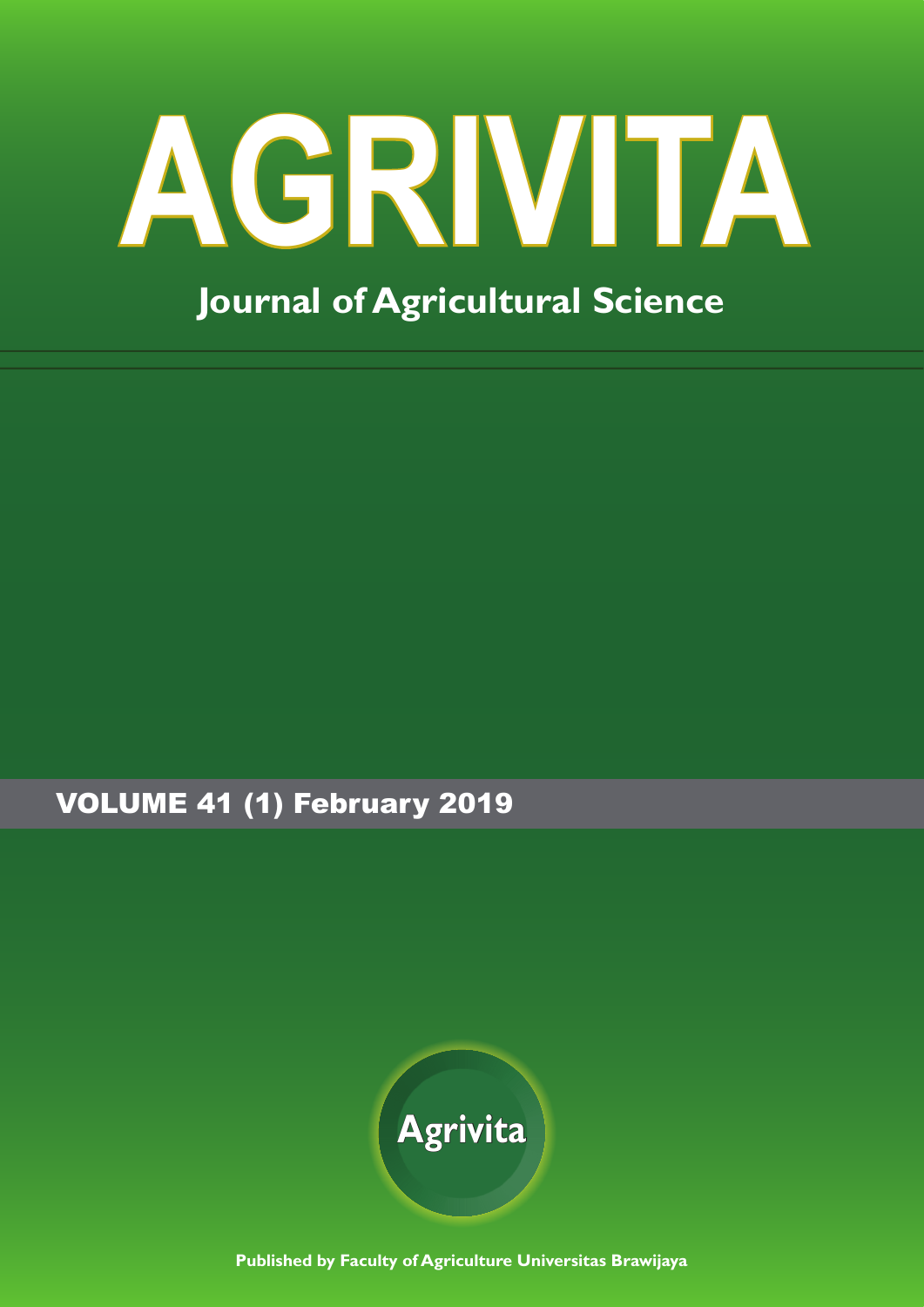# AGRIVITA

## Journal of Agricultural Science

VOLUME 41 (1) February 2019

Agrivita

Published by Faculty of Agriculture Universitas Brawijaya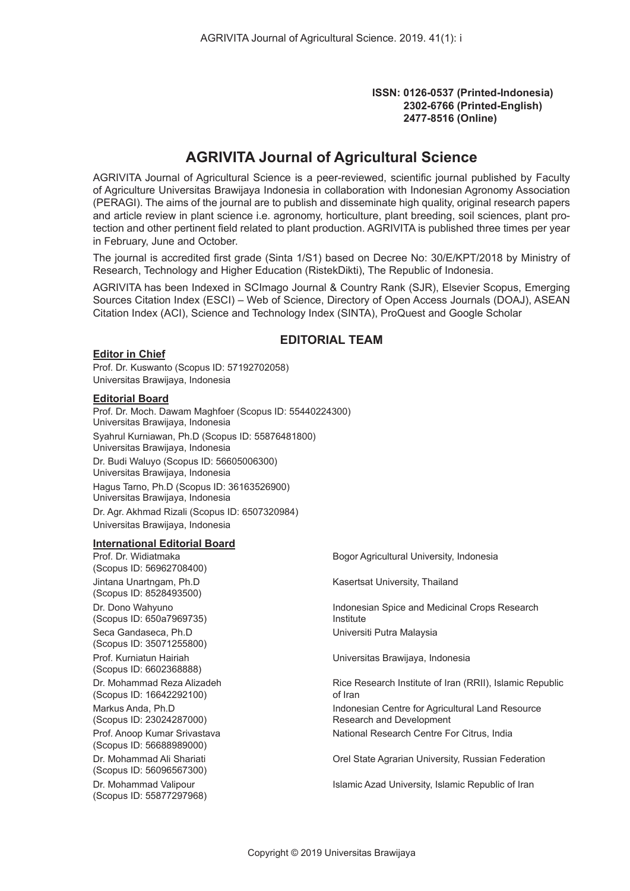**ISSN: 0126-0537 (Printed-Indonesia)**
**2302-6766 (Printed-English)**
**2477-8516 (Online)**

# AGRIVITA Journal of Agricultural Science

AGRIVITA Journal of Agricultural Science is a peer-reviewed, scientific journal published by Faculty of Agriculture Universitas Brawijaya Indonesia in collaboration with Indonesian Agronomy Association (PERAGI). The aims of the journal are to publish and disseminate high quality, original research papers and article review in plant science i.e. agronomy, horticulture, plant breeding, soil sciences, plant protection and other pertinent field related to plant production. AGRIVITA is published three times per year in February, June and October.

The journal is accredited first grade (Sinta 1/S1) based on Decree No: 30/E/KPT/2018 by Ministry of Research, Technology and Higher Education (RistekDikti), The Republic of Indonesia.

AGRIVITA has been Indexed in SCImago Journal & Country Rank (SJR), Elsevier Scopus, Emerging Sources Citation Index (ESCI) – Web of Science, Directory of Open Access Journals (DOAJ), ASEAN Citation Index (ACI), Science and Technology Index (SINTA), ProQuest and Google Scholar

## EDITORIAL TEAM

**Editor in Chief**

Prof. Dr. Kuswanto (Scopus ID: 57192702058)
Universitas Brawijaya, Indonesia

**Editorial Board**

Prof. Dr. Moch. Dawam Maghfoer (Scopus ID: 55440224300)
Universitas Brawijaya, Indonesia

Syahrul Kurniawan, Ph.D (Scopus ID: 55876481800)
Universitas Brawijaya, Indonesia

Dr. Budi Waluyo (Scopus ID: 56605006300)
Universitas Brawijaya, Indonesia

Hagus Tarno, Ph.D (Scopus ID: 36163526900)
Universitas Brawijaya, Indonesia

Dr. Agr. Akhmad Rizali (Scopus ID: 6507320984)
Universitas Brawijaya, Indonesia

**International Editorial Board**

Prof. Dr. Widiatmaka (Scopus ID: 56962708400) — Bogor Agricultural University, Indonesia

Jintana Unartngam, Ph.D (Scopus ID: 8528493500) — Kasertsat University, Thailand

Dr. Dono Wahyuno (Scopus ID: 650a7969735) — Indonesian Spice and Medicinal Crops Research Institute

Seca Gandaseca, Ph.D (Scopus ID: 35071255800) — Universiti Putra Malaysia

Prof. Kurniatun Hairiah (Scopus ID: 6602368888) — Universitas Brawijaya, Indonesia

Dr. Mohammad Reza Alizadeh (Scopus ID: 16642292100) — Rice Research Institute of Iran (RRII), Islamic Republic of Iran

Markus Anda, Ph.D (Scopus ID: 23024287000) — Indonesian Centre for Agricultural Land Resource Research and Development

Prof. Anoop Kumar Srivastava (Scopus ID: 56688989000) — National Research Centre For Citrus, India

Dr. Mohammad Ali Shariati (Scopus ID: 56096567300) — Orel State Agrarian University, Russian Federation

Dr. Mohammad Valipour (Scopus ID: 55877297968) — Islamic Azad University, Islamic Republic of Iran

Copyright © 2019 Universitas Brawijaya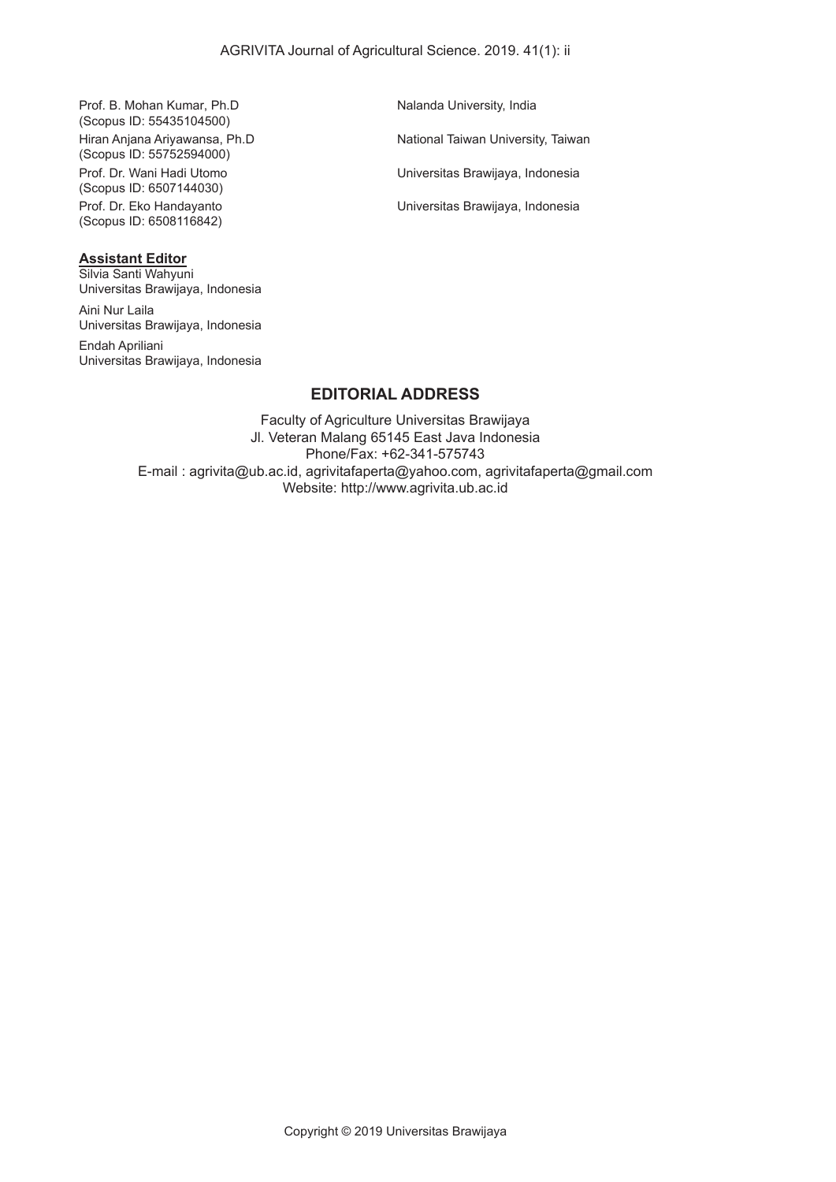Prof. B. Mohan Kumar, Ph.D (Scopus ID: 55435104500) — Nalanda University, India

Hiran Anjana Ariyawansa, Ph.D (Scopus ID: 55752594000) — National Taiwan University, Taiwan

Prof. Dr. Wani Hadi Utomo (Scopus ID: 6507144030) — Universitas Brawijaya, Indonesia

Prof. Dr. Eko Handayanto (Scopus ID: 6508116842) — Universitas Brawijaya, Indonesia

**Assistant Editor**

Silvia Santi Wahyuni
Universitas Brawijaya, Indonesia

Aini Nur Laila
Universitas Brawijaya, Indonesia

Endah Apriliani
Universitas Brawijaya, Indonesia

## EDITORIAL ADDRESS

Faculty of Agriculture Universitas Brawijaya
Jl. Veteran Malang 65145 East Java Indonesia
Phone/Fax: +62-341-575743
E-mail : agrivita@ub.ac.id, agrivitafaperta@yahoo.com, agrivitafaperta@gmail.com
Website: http://www.agrivita.ub.ac.id

Copyright © 2019 Universitas Brawijaya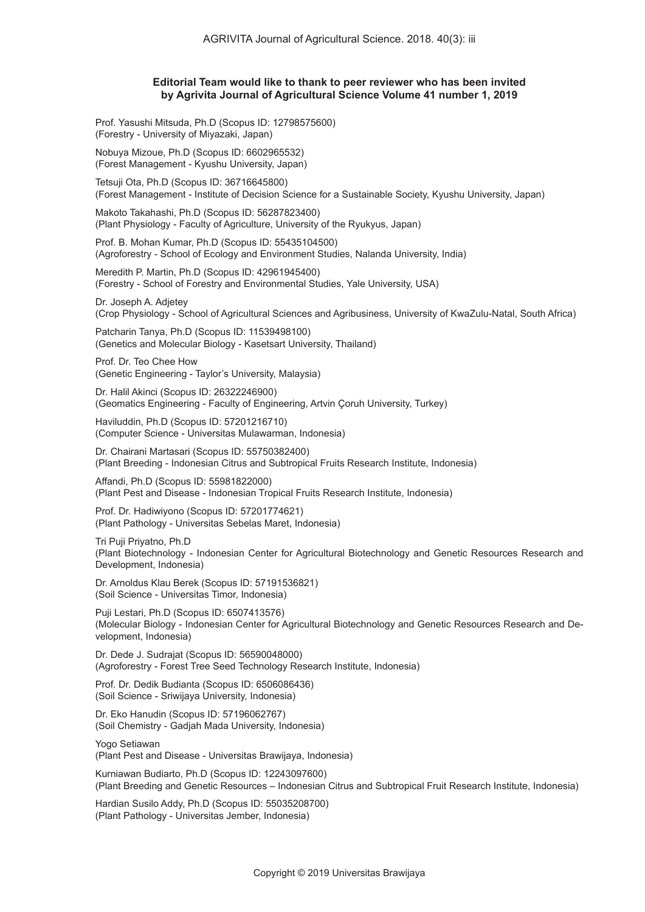**Editorial Team would like to thank to peer reviewer who has been invited by Agrivita Journal of Agricultural Science Volume 41 number 1, 2019**

Prof. Yasushi Mitsuda, Ph.D (Scopus ID: 12798575600)
(Forestry - University of Miyazaki, Japan)

Nobuya Mizoue, Ph.D (Scopus ID: 6602965532)
(Forest Management - Kyushu University, Japan)

Tetsuji Ota, Ph.D (Scopus ID: 36716645800)
(Forest Management - Institute of Decision Science for a Sustainable Society, Kyushu University, Japan)

Makoto Takahashi, Ph.D (Scopus ID: 56287823400)
(Plant Physiology - Faculty of Agriculture, University of the Ryukyus, Japan)

Prof. B. Mohan Kumar, Ph.D (Scopus ID: 55435104500)
(Agroforestry - School of Ecology and Environment Studies, Nalanda University, India)

Meredith P. Martin, Ph.D (Scopus ID: 42961945400)
(Forestry - School of Forestry and Environmental Studies, Yale University, USA)

Dr. Joseph A. Adjetey
(Crop Physiology - School of Agricultural Sciences and Agribusiness, University of KwaZulu-Natal, South Africa)

Patcharin Tanya, Ph.D (Scopus ID: 11539498100)
(Genetics and Molecular Biology - Kasetsart University, Thailand)

Prof. Dr. Teo Chee How
(Genetic Engineering - Taylor's University, Malaysia)

Dr. Halil Akinci (Scopus ID: 26322246900)
(Geomatics Engineering - Faculty of Engineering, Artvin Çoruh University, Turkey)

Haviluddin, Ph.D (Scopus ID: 57201216710)
(Computer Science - Universitas Mulawarman, Indonesia)

Dr. Chairani Martasari (Scopus ID: 55750382400)
(Plant Breeding - Indonesian Citrus and Subtropical Fruits Research Institute, Indonesia)

Affandi, Ph.D (Scopus ID: 55981822000)
(Plant Pest and Disease - Indonesian Tropical Fruits Research Institute, Indonesia)

Prof. Dr. Hadiwiyono (Scopus ID: 57201774621)
(Plant Pathology - Universitas Sebelas Maret, Indonesia)

Tri Puji Priyatno, Ph.D
(Plant Biotechnology - Indonesian Center for Agricultural Biotechnology and Genetic Resources Research and Development, Indonesia)

Dr. Arnoldus Klau Berek (Scopus ID: 57191536821)
(Soil Science - Universitas Timor, Indonesia)

Puji Lestari, Ph.D (Scopus ID: 6507413576)
(Molecular Biology - Indonesian Center for Agricultural Biotechnology and Genetic Resources Research and Development, Indonesia)

Dr. Dede J. Sudrajat (Scopus ID: 56590048000)
(Agroforestry - Forest Tree Seed Technology Research Institute, Indonesia)

Prof. Dr. Dedik Budianta (Scopus ID: 6506086436)
(Soil Science - Sriwijaya University, Indonesia)

Dr. Eko Hanudin (Scopus ID: 57196062767)
(Soil Chemistry - Gadjah Mada University, Indonesia)

Yogo Setiawan
(Plant Pest and Disease - Universitas Brawijaya, Indonesia)

Kurniawan Budiarto, Ph.D (Scopus ID: 12243097600)
(Plant Breeding and Genetic Resources – Indonesian Citrus and Subtropical Fruit Research Institute, Indonesia)

Hardian Susilo Addy, Ph.D (Scopus ID: 55035208700)
(Plant Pathology - Universitas Jember, Indonesia)

Copyright © 2019 Universitas Brawijaya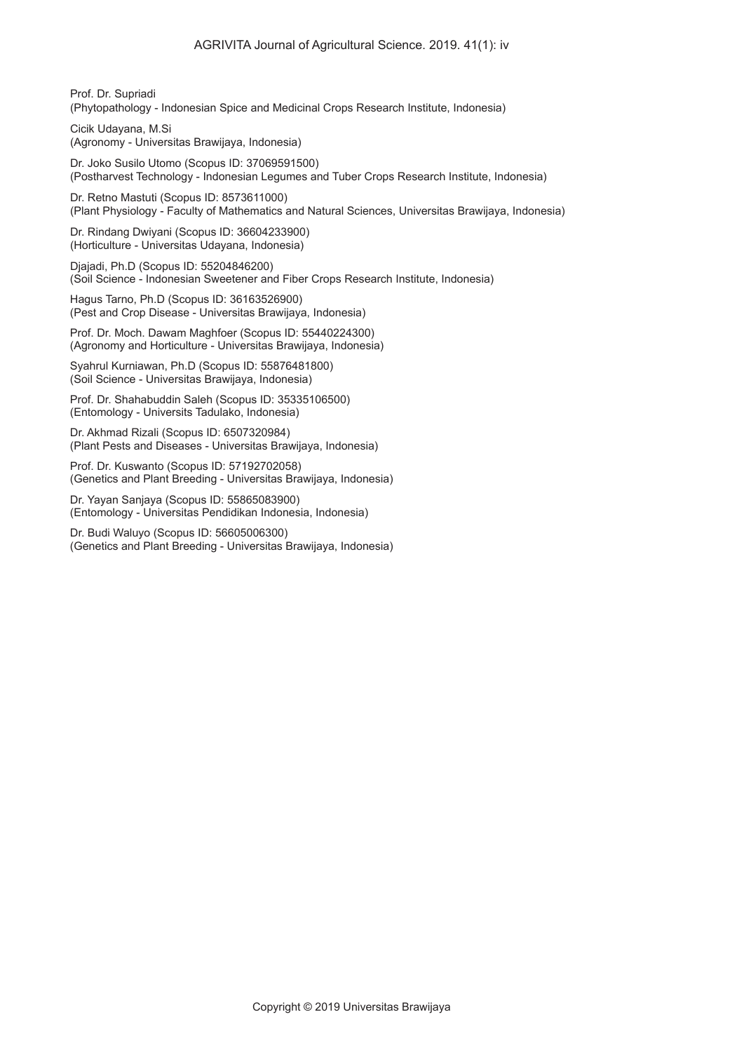Prof. Dr. Supriadi
(Phytopathology - Indonesian Spice and Medicinal Crops Research Institute, Indonesia)

Cicik Udayana, M.Si
(Agronomy - Universitas Brawijaya, Indonesia)

Dr. Joko Susilo Utomo (Scopus ID: 37069591500)
(Postharvest Technology - Indonesian Legumes and Tuber Crops Research Institute, Indonesia)

Dr. Retno Mastuti (Scopus ID: 8573611000)
(Plant Physiology - Faculty of Mathematics and Natural Sciences, Universitas Brawijaya, Indonesia)

Dr. Rindang Dwiyani (Scopus ID: 36604233900)
(Horticulture - Universitas Udayana, Indonesia)

Djajadi, Ph.D (Scopus ID: 55204846200)
(Soil Science - Indonesian Sweetener and Fiber Crops Research Institute, Indonesia)

Hagus Tarno, Ph.D (Scopus ID: 36163526900)
(Pest and Crop Disease - Universitas Brawijaya, Indonesia)

Prof. Dr. Moch. Dawam Maghfoer (Scopus ID: 55440224300)
(Agronomy and Horticulture - Universitas Brawijaya, Indonesia)

Syahrul Kurniawan, Ph.D (Scopus ID: 55876481800)
(Soil Science - Universitas Brawijaya, Indonesia)

Prof. Dr. Shahabuddin Saleh (Scopus ID: 35335106500)
(Entomology - Universits Tadulako, Indonesia)

Dr. Akhmad Rizali (Scopus ID: 6507320984)
(Plant Pests and Diseases - Universitas Brawijaya, Indonesia)

Prof. Dr. Kuswanto (Scopus ID: 57192702058)
(Genetics and Plant Breeding - Universitas Brawijaya, Indonesia)

Dr. Yayan Sanjaya (Scopus ID: 55865083900)
(Entomology - Universitas Pendidikan Indonesia, Indonesia)

Dr. Budi Waluyo (Scopus ID: 56605006300)
(Genetics and Plant Breeding - Universitas Brawijaya, Indonesia)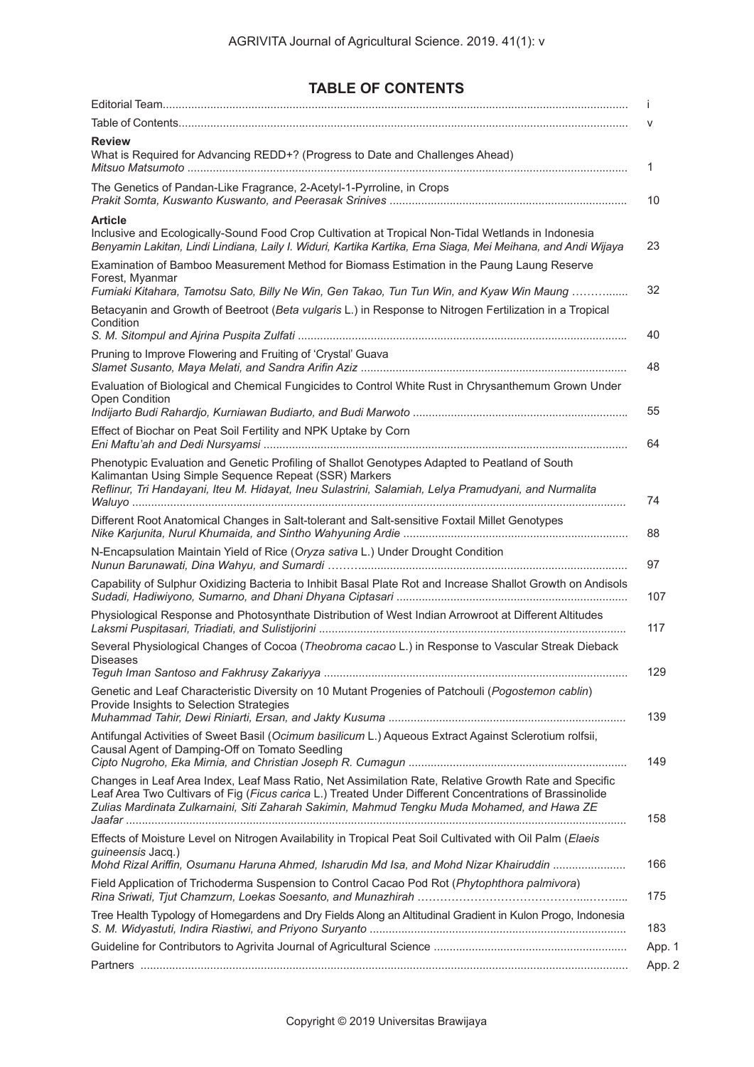# TABLE OF CONTENTS

| | |
|---|---|
| Editorial Team | i |
| Table of Contents | v |
| **Review** | |
| What is Required for Advancing REDD+? (Progress to Date and Challenges Ahead)<br>*Mitsuo Matsumoto* | 1 |
| The Genetics of Pandan-Like Fragrance, 2-Acetyl-1-Pyrroline, in Crops<br>*Prakit Somta, Kuswanto Kuswanto, and Peerasak Srinives* | 10 |
| **Article** | |
| Inclusive and Ecologically-Sound Food Crop Cultivation at Tropical Non-Tidal Wetlands in Indonesia<br>*Benyamin Lakitan, Lindi Lindiana, Laily I. Widuri, Kartika Kartika, Erna Siaga, Mei Meihana, and Andi Wijaya* | 23 |
| Examination of Bamboo Measurement Method for Biomass Estimation in the Paung Laung Reserve Forest, Myanmar<br>*Fumiaki Kitahara, Tamotsu Sato, Billy Ne Win, Gen Takao, Tun Tun Win, and Kyaw Win Maung* | 32 |
| Betacyanin and Growth of Beetroot (*Beta vulgaris* L.) in Response to Nitrogen Fertilization in a Tropical Condition<br>*S. M. Sitompul and Ajrina Puspita Zulfati* | 40 |
| Pruning to Improve Flowering and Fruiting of 'Crystal' Guava<br>*Slamet Susanto, Maya Melati, and Sandra Arifin Aziz* | 48 |
| Evaluation of Biological and Chemical Fungicides to Control White Rust in Chrysanthemum Grown Under Open Condition<br>*Indijarto Budi Rahardjo, Kurniawan Budiarto, and Budi Marwoto* | 55 |
| Effect of Biochar on Peat Soil Fertility and NPK Uptake by Corn<br>*Eni Maftu'ah and Dedi Nursyamsi* | 64 |
| Phenotypic Evaluation and Genetic Profiling of Shallot Genotypes Adapted to Peatland of South Kalimantan Using Simple Sequence Repeat (SSR) Markers<br>*Reflinur, Tri Handayani, Iteu M. Hidayat, Ineu Sulastrini, Salamiah, Lelya Pramudyani, and Nurmalita Waluyo* | 74 |
| Different Root Anatomical Changes in Salt-tolerant and Salt-sensitive Foxtail Millet Genotypes<br>*Nike Karjunita, Nurul Khumaida, and Sintho Wahyuning Ardie* | 88 |
| N-Encapsulation Maintain Yield of Rice (*Oryza sativa* L.) Under Drought Condition<br>*Nunun Barunawati, Dina Wahyu, and Sumardi* | 97 |
| Capability of Sulphur Oxidizing Bacteria to Inhibit Basal Plate Rot and Increase Shallot Growth on Andisols<br>*Sudadi, Hadiwiyono, Sumarno, and Dhani Dhyana Ciptasari* | 107 |
| Physiological Response and Photosynthate Distribution of West Indian Arrowroot at Different Altitudes<br>*Laksmi Puspitasari, Triadiati, and Sulistijorini* | 117 |
| Several Physiological Changes of Cocoa (*Theobroma cacao* L.) in Response to Vascular Streak Dieback Diseases<br>*Teguh Iman Santoso and Fakhrusy Zakariyya* | 129 |
| Genetic and Leaf Characteristic Diversity on 10 Mutant Progenies of Patchouli (*Pogostemon cablin*) Provide Insights to Selection Strategies<br>*Muhammad Tahir, Dewi Riniarti, Ersan, and Jakty Kusuma* | 139 |
| Antifungal Activities of Sweet Basil (*Ocimum basilicum* L.) Aqueous Extract Against Sclerotium rolfsii, Causal Agent of Damping-Off on Tomato Seedling<br>*Cipto Nugroho, Eka Mirnia, and Christian Joseph R. Cumagun* | 149 |
| Changes in Leaf Area Index, Leaf Mass Ratio, Net Assimilation Rate, Relative Growth Rate and Specific Leaf Area Two Cultivars of Fig (*Ficus carica* L.) Treated Under Different Concentrations of Brassinolide<br>*Zulias Mardinata Zulkarnaini, Siti Zaharah Sakimin, Mahmud Tengku Muda Mohamed, and Hawa ZE Jaafar* | 158 |
| Effects of Moisture Level on Nitrogen Availability in Tropical Peat Soil Cultivated with Oil Palm (*Elaeis guineensis* Jacq.)<br>*Mohd Rizal Ariffin, Osumanu Haruna Ahmed, Isharudin Md Isa, and Mohd Nizar Khairuddin* | 166 |
| Field Application of Trichoderma Suspension to Control Cacao Pod Rot (*Phytophthora palmivora*)<br>*Rina Sriwati, Tjut Chamzurn, Loekas Soesanto, and Munazhirah* | 175 |
| Tree Health Typology of Homegardens and Dry Fields Along an Altitudinal Gradient in Kulon Progo, Indonesia<br>*S. M. Widyastuti, Indira Riastiwi, and Priyono Suryanto* | 183 |
| Guideline for Contributors to Agrivita Journal of Agricultural Science | App. 1 |
| Partners | App. 2 |

Copyright © 2019 Universitas Brawijaya